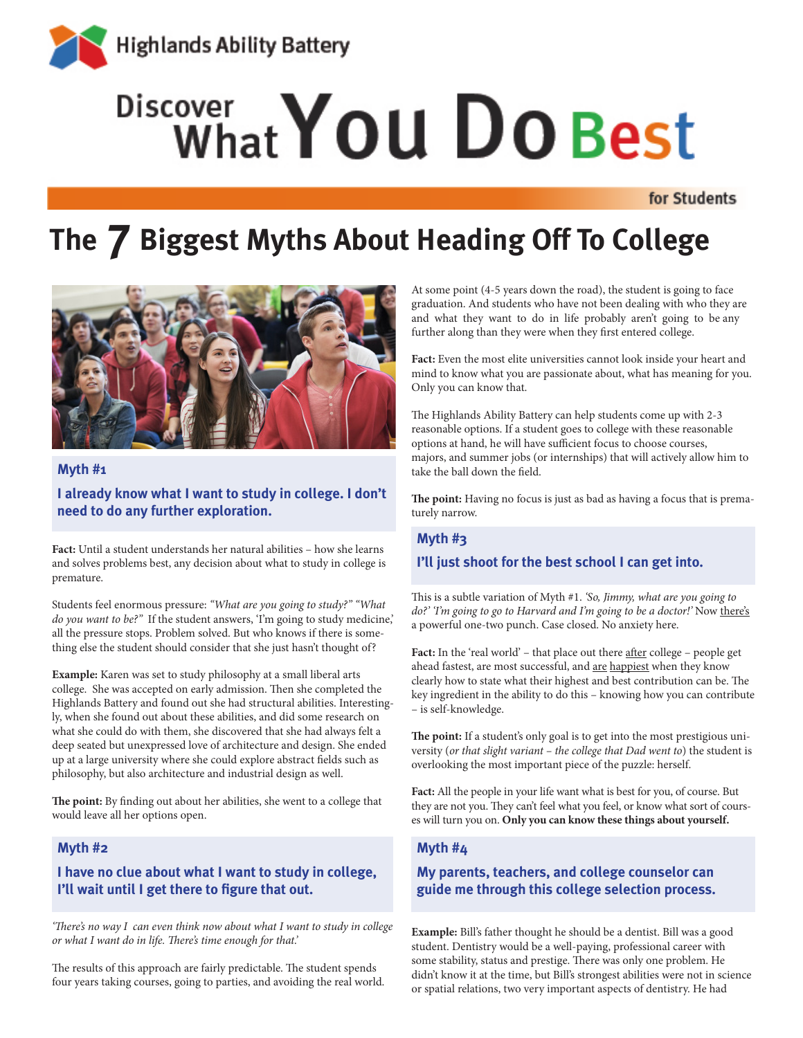Highlands Ability Battery

# Discover What You Do Best

for Students

# The 7 Biggest Myths About Heading Off To College

### Myth #1

**I already know what I want to study in college. I don't need to do any further exploration.**

**Fact:** Until a student understands her natural abilities – how she learns and solves problems best, any decision about what to study in college is premature.

Students feel enormous pressure: *"What are you going to study?" "What do you want to be?"* If the student answers, 'I'm going to study medicine,' all the pressure stops. Problem solved. But who knows if there is something else the student should consider that she just hasn't thought of?

**Example:** Karen was set to study philosophy at a small liberal arts college. She was accepted on early admission. Then she completed the Highlands Battery and found out she had structural abilities. Interestingly, when she found out about these abilities, and did some research on what she could do with them, she discovered that she had always felt a deep seated but unexpressed love of architecture and design. She ended up at a large university where she could explore abstract fields such as philosophy, but also architecture and industrial design as well.

**The point:** By finding out about her abilities, she went to a college that would leave all her options open.

### Myth #2

**I have no clue about what I want to study in college, I'll wait until I get there to figure that out.**

*'There's no way I can even think now about what I want to study in college or what I want do in life. There's time enough for that.'*

The results of this approach are fairly predictable. The student spends four years taking courses, going to parties, and avoiding the real world. At some point (4-5 years down the road), the student is going to face graduation. And students who have not been dealing with who they are and what they want to do in life probably aren't going to be any further along than they were when they first entered college.

**Fact:** Even the most elite universities cannot look inside your heart and mind to know what you are passionate about, what has meaning for you. Only you can know that.

The Highlands Ability Battery can help students come up with 2-3 reasonable options. If a student goes to college with these reasonable options at hand, he will have sufficient focus to choose courses, majors, and summer jobs (or internships) that will actively allow him to take the ball down the field.

**The point:** Having no focus is just as bad as having a focus that is prematurely narrow.

### Myth #3

**I'll just shoot for the best school I can get into.**

This is a subtle variation of Myth #1. *'So, Jimmy, what are you going to do?' 'I'm going to go to Harvard and I'm going to be a doctor!'* Now there's a powerful one-two punch. Case closed. No anxiety here.

**Fact:** In the 'real world' – that place out there after college – people get ahead fastest, are most successful, and are happiest when they know clearly how to state what their highest and best contribution can be. The key ingredient in the ability to do this – knowing how you can contribute – is self-knowledge.

**The point:** If a student's only goal is to get into the most prestigious university (*or that slight variant – the college that Dad went to*) the student is overlooking the most important piece of the puzzle: herself.

**Fact:** All the people in your life want what is best for you, of course. But they are not you. They can't feel what you feel, or know what sort of courses will turn you on. **Only you can know these things about yourself.**

### Myth #4

**My parents, teachers, and college counselor can guide me through this college selection process.**

**Example:** Bill's father thought he should be a dentist. Bill was a good student. Dentistry would be a well-paying, professional career with some stability, status and prestige. There was only one problem. He didn't know it at the time, but Bill's strongest abilities were not in science or spatial relations, two very important aspects of dentistry. He had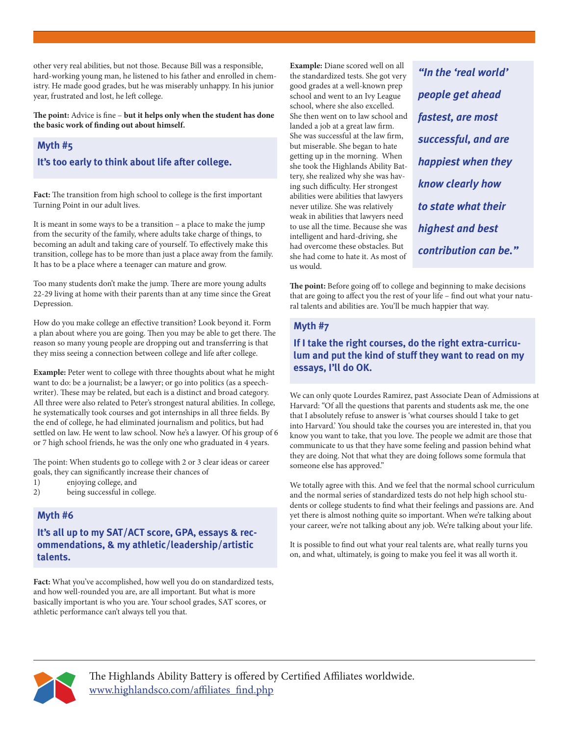other very real abilities, but not those. Because Bill was a responsible, hard-working young man, he listened to his father and enrolled in chemistry. He made good grades, but he was miserably unhappy. In his junior year, frustrated and lost, he left college.

**The point:** Advice is fine – **but it helps only when the student has done the basic work of finding out about himself.**

## Myth #5

### It's too early to think about life after college.

**Fact:** The transition from high school to college is the first important Turning Point in our adult lives.

It is meant in some ways to be a transition – a place to make the jump from the security of the family, where adults take charge of things, to becoming an adult and taking care of yourself. To effectively make this transition, college has to be more than just a place away from the family. It has to be a place where a teenager can mature and grow.

Too many students don't make the jump. There are more young adults 22-29 living at home with their parents than at any time since the Great Depression.

How do you make college an effective transition? Look beyond it. Form a plan about where you are going. Then you may be able to get there. The reason so many young people are dropping out and transferring is that they miss seeing a connection between college and life after college.

**Example:** Peter went to college with three thoughts about what he might want to do: be a journalist; be a lawyer; or go into politics (as a speechwriter). These may be related, but each is a distinct and broad category. All three were also related to Peter's strongest natural abilities. In college, he systematically took courses and got internships in all three fields. By the end of college, he had eliminated journalism and politics, but had settled on law. He went to law school. Now he's a lawyer. Of his group of 6 or 7 high school friends, he was the only one who graduated in 4 years.

The point: When students go to college with 2 or 3 clear ideas or career goals, they can significantly increase their chances of

1) enjoying college, and
2) being successful in college.

## Myth #6

### It's all up to my SAT/ACT score, GPA, essays & recommendations, & my athletic/leadership/artistic talents.

**Fact:** What you've accomplished, how well you do on standardized tests, and how well-rounded you are, are all important. But what is more basically important is who you are. Your school grades, SAT scores, or athletic performance can't always tell you that.

**Example:** Diane scored well on all the standardized tests. She got very good grades at a well-known prep school and went to an Ivy League school, where she also excelled. She then went on to law school and landed a job at a great law firm. She was successful at the law firm, but miserable. She began to hate getting up in the morning. When she took the Highlands Ability Battery, she realized why she was having such difficulty. Her strongest abilities were abilities that lawyers never utilize. She was relatively weak in abilities that lawyers need to use all the time. Because she was intelligent and hard-driving, she had overcome these obstacles. But she had come to hate it. As most of us would.

> ***"In the 'real world' people get ahead fastest, are most successful, and are happiest when they know clearly how to state what their highest and best contribution can be."***

**The point:** Before going off to college and beginning to make decisions that are going to affect you the rest of your life – find out what your natural talents and abilities are. You'll be much happier that way.

## Myth #7

### If I take the right courses, do the right extra-curriculum and put the kind of stuff they want to read on my essays, I'll do OK.

We can only quote Lourdes Ramirez, past Associate Dean of Admissions at Harvard: "Of all the questions that parents and students ask me, the one that I absolutely refuse to answer is 'what courses should I take to get into Harvard.' You should take the courses you are interested in, that you know you want to take, that you love. The people we admit are those that communicate to us that they have some feeling and passion behind what they are doing. Not that what they are doing follows some formula that someone else has approved."

We totally agree with this. And we feel that the normal school curriculum and the normal series of standardized tests do not help high school students or college students to find what their feelings and passions are. And yet there is almost nothing quite so important. When we're talking about your career, we're not talking about any job. We're talking about your life.

It is possible to find out what your real talents are, what really turns you on, and what, ultimately, is going to make you feel it was all worth it.

The Highlands Ability Battery is offered by Certified Affiliates worldwide.
www.highlandsco.com/affiliates_find.php